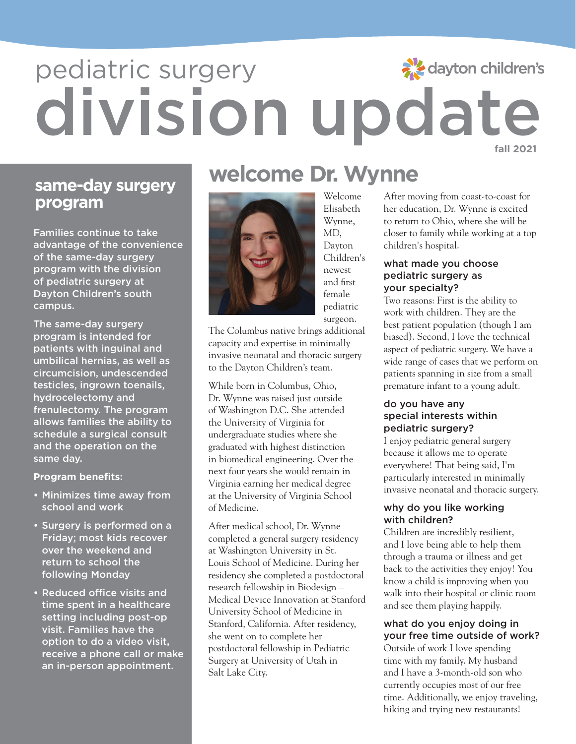# pediatric surgery division update

dayton children's

fall 2021

## same-day surgery program

Families continue to take advantage of the convenience of the same-day surgery program with the division of pediatric surgery at Dayton Children's south campus.

The same-day surgery program is intended for patients with inguinal and umbilical hernias, as well as circumcision, undescended testicles, ingrown toenails, hydrocelectomy and frenulectomy. The program allows families the ability to schedule a surgical consult and the operation on the same day.

**Program benefits:**

- Minimizes time away from school and work
- Surgery is performed on a Friday; most kids recover over the weekend and return to school the following Monday
- Reduced office visits and time spent in a healthcare setting including post-op visit. Families have the option to do a video visit, receive a phone call or make an in-person appointment.

## welcome Dr. Wynne

Welcome Elisabeth Wynne, MD, Dayton Children's newest and first female pediatric surgeon. The Columbus native brings additional capacity and expertise in minimally invasive neonatal and thoracic surgery to the Dayton Children's team.

While born in Columbus, Ohio, Dr. Wynne was raised just outside of Washington D.C. She attended the University of Virginia for undergraduate studies where she graduated with highest distinction in biomedical engineering. Over the next four years she would remain in Virginia earning her medical degree at the University of Virginia School of Medicine.

After medical school, Dr. Wynne completed a general surgery residency at Washington University in St. Louis School of Medicine. During her residency she completed a postdoctoral research fellowship in Biodesign – Medical Device Innovation at Stanford University School of Medicine in Stanford, California. After residency, she went on to complete her postdoctoral fellowship in Pediatric Surgery at University of Utah in Salt Lake City.

After moving from coast-to-coast for her education, Dr. Wynne is excited to return to Ohio, where she will be closer to family while working at a top children's hospital.

### what made you choose pediatric surgery as your specialty?

Two reasons: First is the ability to work with children. They are the best patient population (though I am biased). Second, I love the technical aspect of pediatric surgery. We have a wide range of cases that we perform on patients spanning in size from a small premature infant to a young adult.

### do you have any special interests within pediatric surgery?

I enjoy pediatric general surgery because it allows me to operate everywhere! That being said, I'm particularly interested in minimally invasive neonatal and thoracic surgery.

### why do you like working with children?

Children are incredibly resilient, and I love being able to help them through a trauma or illness and get back to the activities they enjoy! You know a child is improving when you walk into their hospital or clinic room and see them playing happily.

### what do you enjoy doing in your free time outside of work?

Outside of work I love spending time with my family. My husband and I have a 3-month-old son who currently occupies most of our free time. Additionally, we enjoy traveling, hiking and trying new restaurants!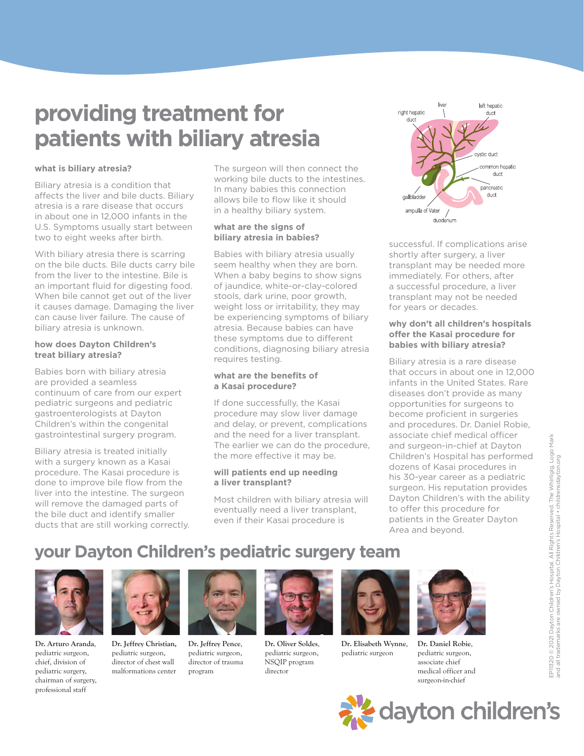# providing treatment for patients with biliary atresia

**what is biliary atresia?**

Biliary atresia is a condition that affects the liver and bile ducts. Biliary atresia is a rare disease that occurs in about one in 12,000 infants in the U.S. Symptoms usually start between two to eight weeks after birth.

With biliary atresia there is scarring on the bile ducts. Bile ducts carry bile from the liver to the intestine. Bile is an important fluid for digesting food. When bile cannot get out of the liver it causes damage. Damaging the liver can cause liver failure. The cause of biliary atresia is unknown.

**how does Dayton Children's treat biliary atresia?**

Babies born with biliary atresia are provided a seamless continuum of care from our expert pediatric surgeons and pediatric gastroenterologists at Dayton Children's within the congenital gastrointestinal surgery program.

Biliary atresia is treated initially with a surgery known as a Kasai procedure. The Kasai procedure is done to improve bile flow from the liver into the intestine. The surgeon will remove the damaged parts of the bile duct and identify smaller ducts that are still working correctly. The surgeon will then connect the working bile ducts to the intestines. In many babies this connection allows bile to flow like it should in a healthy biliary system.

**what are the signs of biliary atresia in babies?**

Babies with biliary atresia usually seem healthy when they are born. When a baby begins to show signs of jaundice, white-or-clay-colored stools, dark urine, poor growth, weight loss or irritability, they may be experiencing symptoms of biliary atresia. Because babies can have these symptoms due to different conditions, diagnosing biliary atresia requires testing.

**what are the benefits of a Kasai procedure?**

If done successfully, the Kasai procedure may slow liver damage and delay, or prevent, complications and the need for a liver transplant. The earlier we can do the procedure, the more effective it may be.

**will patients end up needing a liver transplant?**

Most children with biliary atresia will eventually need a liver transplant, even if their Kasai procedure is successful. If complications arise shortly after surgery, a liver transplant may be needed more immediately. For others, after a successful procedure, a liver transplant may not be needed for years or decades.

liver
right hepatic duct
left hepatic duct
cystic duct
common hepatic duct
pancreatic duct
gallbladder
ampulla of Vater
duodenum

**why don't all children's hospitals offer the Kasai procedure for babies with biliary atresia?**

Biliary atresia is a rare disease that occurs in about one in 12,000 infants in the United States. Rare diseases don't provide as many opportunities for surgeons to become proficient in surgeries and procedures. Dr. Daniel Robie, associate chief medical officer and surgeon-in-chief at Dayton Children's Hospital has performed dozens of Kasai procedures in his 30-year career as a pediatric surgeon. His reputation provides Dayton Children's with the ability to offer this procedure for patients in the Greater Dayton Area and beyond.

## your Dayton Children's pediatric surgery team

**Dr. Arturo Aranda**, pediatric surgeon, chief, division of pediatric surgery, chairman of surgery, professional staff

**Dr. Jeffrey Christian**, pediatric surgeon, director of chest wall malformations center

**Dr. Jeffrey Pence**, pediatric surgeon, director of trauma program

**Dr. Oliver Soldes**, pediatric surgeon, NSQIP program director

**Dr. Elisabeth Wynne**, pediatric surgeon

**Dr. Daniel Robie**, pediatric surgeon, associate chief medical officer and surgeon-in-chief

dayton children's

EP11320 © 2021 Dayton Children's Hospital. All Rights Reserved. The Whirligig, Logo Mark and all trademarks are owned by Dayton Children's Hospital • childrensdayton.org